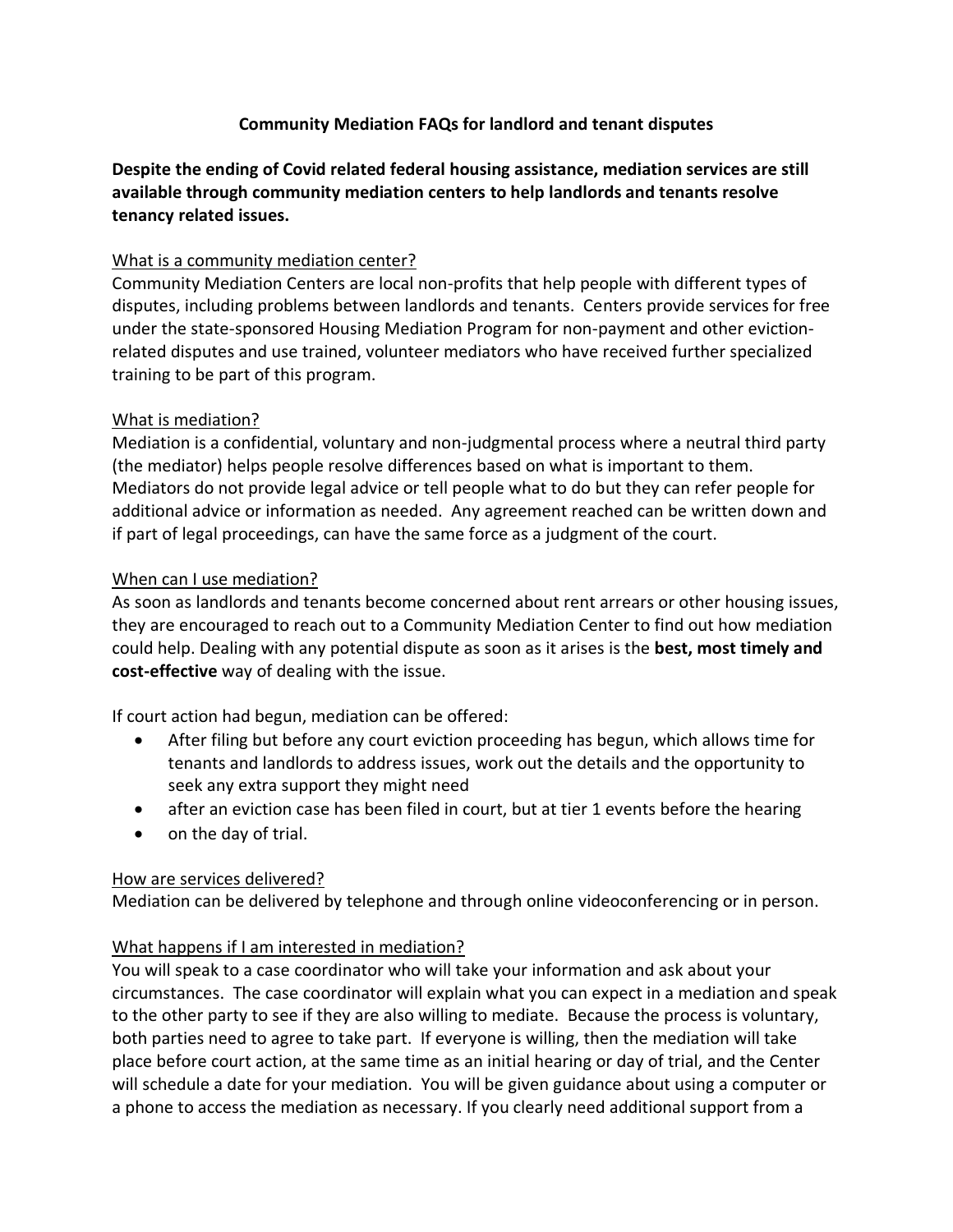# Community Mediation FAQs for landlord and tenant disputes

**Despite the ending of Covid related federal housing assistance, mediation services are still available through community mediation centers to help landlords and tenants resolve tenancy related issues.**

## What is a community mediation center?

Community Mediation Centers are local non-profits that help people with different types of disputes, including problems between landlords and tenants. Centers provide services for free under the state-sponsored Housing Mediation Program for non-payment and other eviction-related disputes and use trained, volunteer mediators who have received further specialized training to be part of this program.

## What is mediation?

Mediation is a confidential, voluntary and non-judgmental process where a neutral third party (the mediator) helps people resolve differences based on what is important to them. Mediators do not provide legal advice or tell people what to do but they can refer people for additional advice or information as needed. Any agreement reached can be written down and if part of legal proceedings, can have the same force as a judgment of the court.

## When can I use mediation?

As soon as landlords and tenants become concerned about rent arrears or other housing issues, they are encouraged to reach out to a Community Mediation Center to find out how mediation could help. Dealing with any potential dispute as soon as it arises is the **best, most timely and cost-effective** way of dealing with the issue.

If court action had begun, mediation can be offered:

- After filing but before any court eviction proceeding has begun, which allows time for tenants and landlords to address issues, work out the details and the opportunity to seek any extra support they might need
- after an eviction case has been filed in court, but at tier 1 events before the hearing
- on the day of trial.

## How are services delivered?

Mediation can be delivered by telephone and through online videoconferencing or in person.

## What happens if I am interested in mediation?

You will speak to a case coordinator who will take your information and ask about your circumstances. The case coordinator will explain what you can expect in a mediation and speak to the other party to see if they are also willing to mediate. Because the process is voluntary, both parties need to agree to take part. If everyone is willing, then the mediation will take place before court action, at the same time as an initial hearing or day of trial, and the Center will schedule a date for your mediation. You will be given guidance about using a computer or a phone to access the mediation as necessary. If you clearly need additional support from a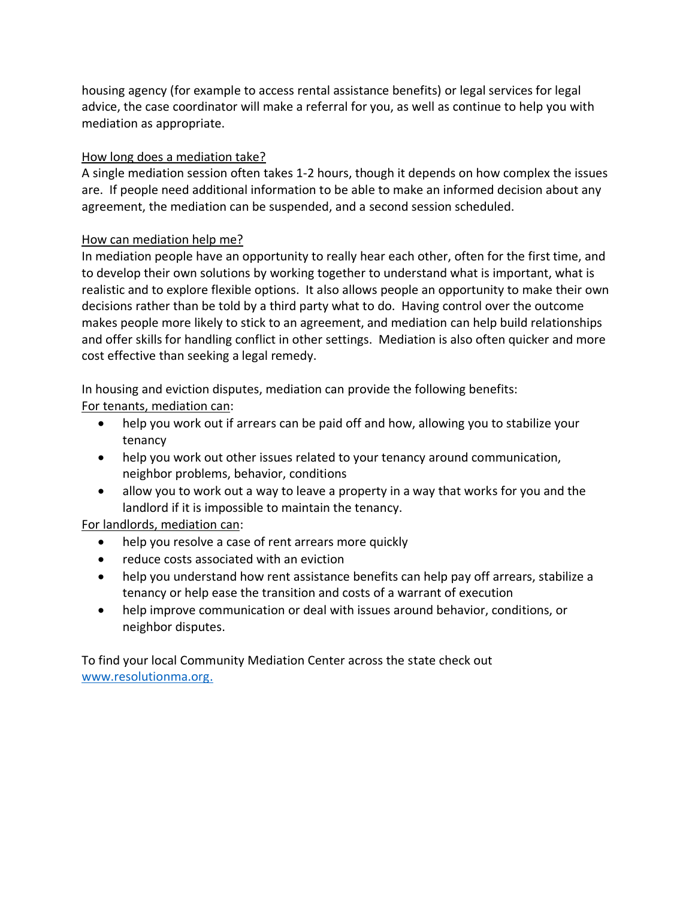housing agency (for example to access rental assistance benefits) or legal services for legal advice, the case coordinator will make a referral for you, as well as continue to help you with mediation as appropriate.

<u>How long does a mediation take?</u>

A single mediation session often takes 1-2 hours, though it depends on how complex the issues are. If people need additional information to be able to make an informed decision about any agreement, the mediation can be suspended, and a second session scheduled.

<u>How can mediation help me?</u>

In mediation people have an opportunity to really hear each other, often for the first time, and to develop their own solutions by working together to understand what is important, what is realistic and to explore flexible options. It also allows people an opportunity to make their own decisions rather than be told by a third party what to do. Having control over the outcome makes people more likely to stick to an agreement, and mediation can help build relationships and offer skills for handling conflict in other settings. Mediation is also often quicker and more cost effective than seeking a legal remedy.

In housing and eviction disputes, mediation can provide the following benefits:

<u>For tenants, mediation can</u>:

- help you work out if arrears can be paid off and how, allowing you to stabilize your tenancy
- help you work out other issues related to your tenancy around communication, neighbor problems, behavior, conditions
- allow you to work out a way to leave a property in a way that works for you and the landlord if it is impossible to maintain the tenancy.

<u>For landlords, mediation can</u>:

- help you resolve a case of rent arrears more quickly
- reduce costs associated with an eviction
- help you understand how rent assistance benefits can help pay off arrears, stabilize a tenancy or help ease the transition and costs of a warrant of execution
- help improve communication or deal with issues around behavior, conditions, or neighbor disputes.

To find your local Community Mediation Center across the state check out [www.resolutionma.org.](http://www.resolutionma.org)